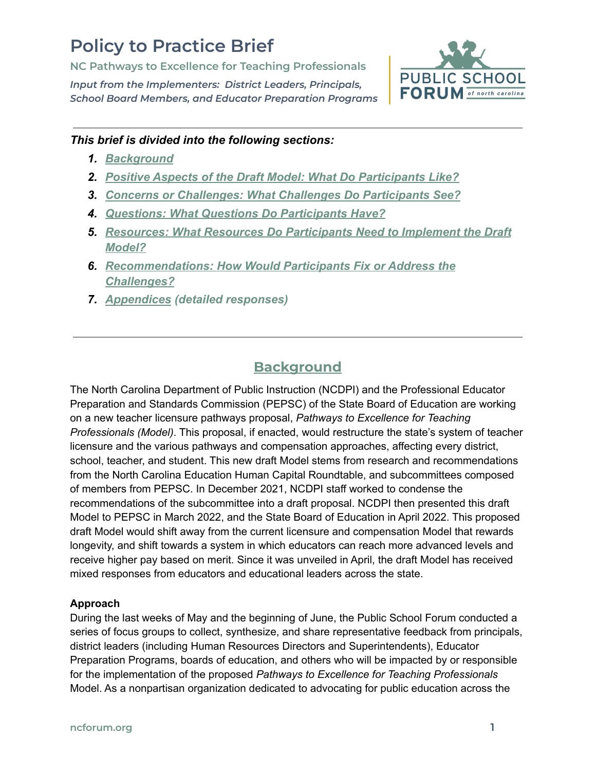# Policy to Practice Brief

**NC Pathways to Excellence for Teaching Professionals**

*Input from the Implementers: District Leaders, Principals, School Board Members, and Educator Preparation Programs*

---

***This brief is divided into the following sections:***

1. ***Background***
2. ***Positive Aspects of the Draft Model: What Do Participants Like?***
3. ***Concerns or Challenges: What Challenges Do Participants See?***
4. ***Questions: What Questions Do Participants Have?***
5. ***Resources: What Resources Do Participants Need to Implement the Draft Model?***
6. ***Recommendations: How Would Participants Fix or Address the Challenges?***
7. ***Appendices (detailed responses)***

---

## Background

The North Carolina Department of Public Instruction (NCDPI) and the Professional Educator Preparation and Standards Commission (PEPSC) of the State Board of Education are working on a new teacher licensure pathways proposal, *Pathways to Excellence for Teaching Professionals (Model)*. This proposal, if enacted, would restructure the state's system of teacher licensure and the various pathways and compensation approaches, affecting every district, school, teacher, and student. This new draft Model stems from research and recommendations from the North Carolina Education Human Capital Roundtable, and subcommittees composed of members from PEPSC. In December 2021, NCDPI staff worked to condense the recommendations of the subcommittee into a draft proposal. NCDPI then presented this draft Model to PEPSC in March 2022, and the State Board of Education in April 2022. This proposed draft Model would shift away from the current licensure and compensation Model that rewards longevity, and shift towards a system in which educators can reach more advanced levels and receive higher pay based on merit. Since it was unveiled in April, the draft Model has received mixed responses from educators and educational leaders across the state.

**Approach**

During the last weeks of May and the beginning of June, the Public School Forum conducted a series of focus groups to collect, synthesize, and share representative feedback from principals, district leaders (including Human Resources Directors and Superintendents), Educator Preparation Programs, boards of education, and others who will be impacted by or responsible for the implementation of the proposed *Pathways to Excellence for Teaching Professionals* Model. As a nonpartisan organization dedicated to advocating for public education across the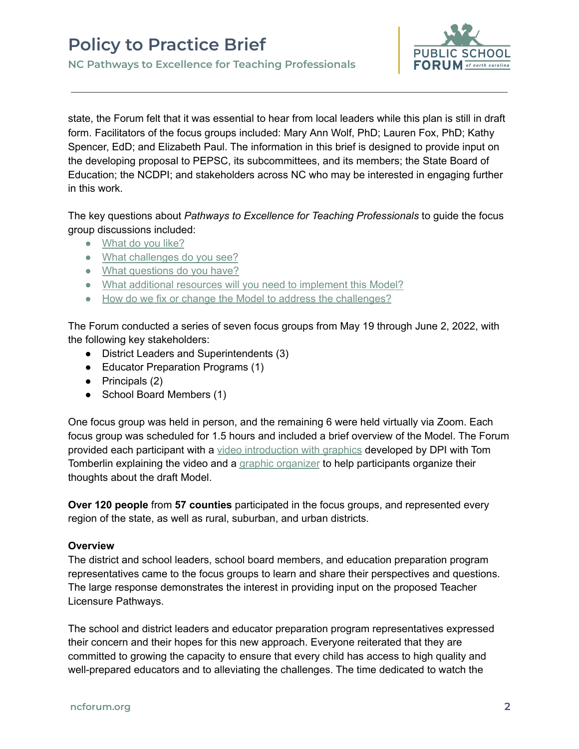state, the Forum felt that it was essential to hear from local leaders while this plan is still in draft form. Facilitators of the focus groups included: Mary Ann Wolf, PhD; Lauren Fox, PhD; Kathy Spencer, EdD; and Elizabeth Paul. The information in this brief is designed to provide input on the developing proposal to PEPSC, its subcommittees, and its members; the State Board of Education; the NCDPI; and stakeholders across NC who may be interested in engaging further in this work.

The key questions about *Pathways to Excellence for Teaching Professionals* to guide the focus group discussions included:

- What do you like?
- What challenges do you see?
- What questions do you have?
- What additional resources will you need to implement this Model?
- How do we fix or change the Model to address the challenges?

The Forum conducted a series of seven focus groups from May 19 through June 2, 2022, with the following key stakeholders:

- District Leaders and Superintendents (3)
- Educator Preparation Programs (1)
- Principals (2)
- School Board Members (1)

One focus group was held in person, and the remaining 6 were held virtually via Zoom. Each focus group was scheduled for 1.5 hours and included a brief overview of the Model. The Forum provided each participant with a video introduction with graphics developed by DPI with Tom Tomberlin explaining the video and a graphic organizer to help participants organize their thoughts about the draft Model.

**Over 120 people** from **57 counties** participated in the focus groups, and represented every region of the state, as well as rural, suburban, and urban districts.

**Overview**

The district and school leaders, school board members, and education preparation program representatives came to the focus groups to learn and share their perspectives and questions. The large response demonstrates the interest in providing input on the proposed Teacher Licensure Pathways.

The school and district leaders and educator preparation program representatives expressed their concern and their hopes for this new approach. Everyone reiterated that they are committed to growing the capacity to ensure that every child has access to high quality and well-prepared educators and to alleviating the challenges. The time dedicated to watch the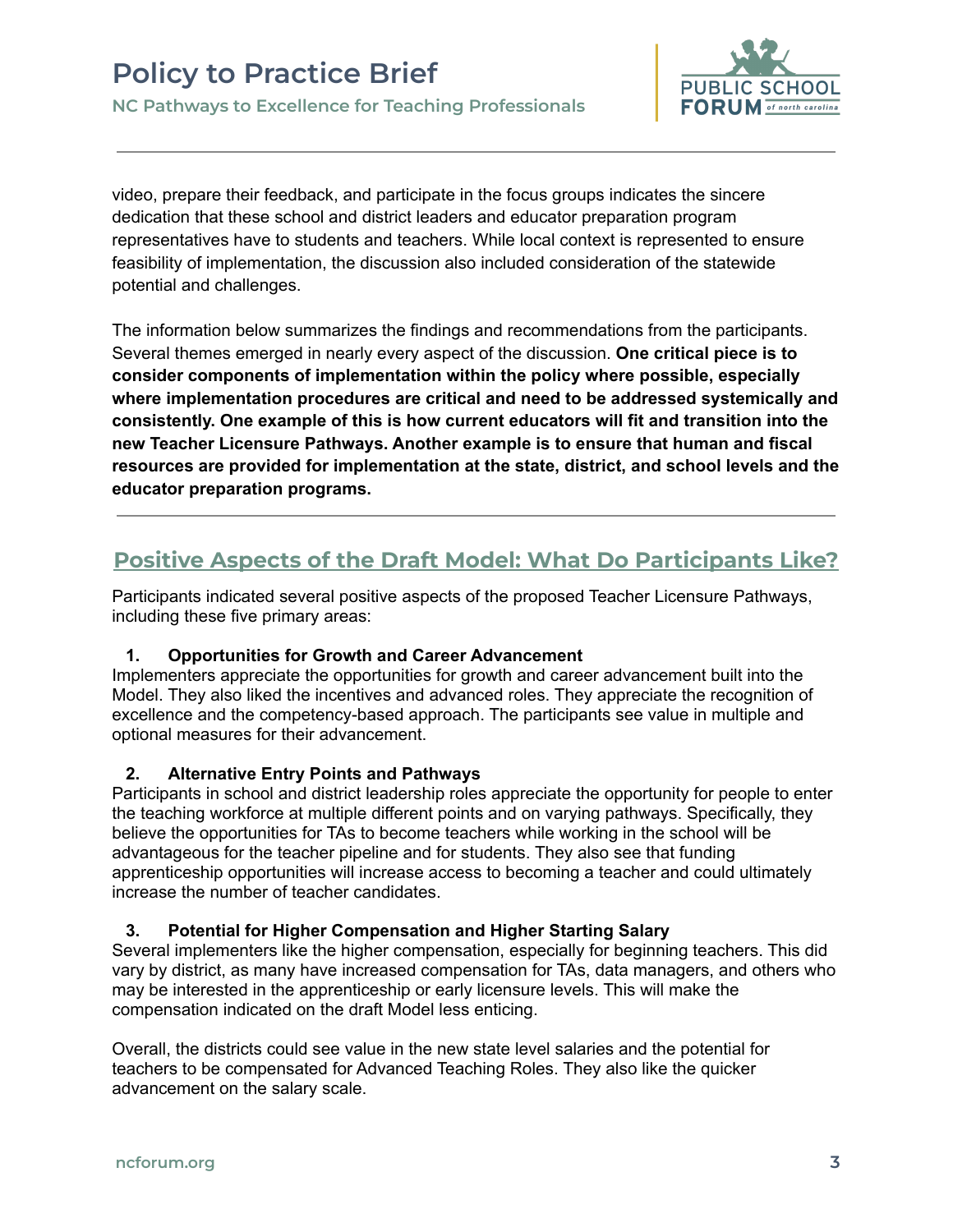video, prepare their feedback, and participate in the focus groups indicates the sincere dedication that these school and district leaders and educator preparation program representatives have to students and teachers. While local context is represented to ensure feasibility of implementation, the discussion also included consideration of the statewide potential and challenges.

The information below summarizes the findings and recommendations from the participants. Several themes emerged in nearly every aspect of the discussion. **One critical piece is to consider components of implementation within the policy where possible, especially where implementation procedures are critical and need to be addressed systemically and consistently. One example of this is how current educators will fit and transition into the new Teacher Licensure Pathways. Another example is to ensure that human and fiscal resources are provided for implementation at the state, district, and school levels and the educator preparation programs.**

---

## Positive Aspects of the Draft Model: What Do Participants Like?

Participants indicated several positive aspects of the proposed Teacher Licensure Pathways, including these five primary areas:

### 1. Opportunities for Growth and Career Advancement

Implementers appreciate the opportunities for growth and career advancement built into the Model. They also liked the incentives and advanced roles. They appreciate the recognition of excellence and the competency-based approach. The participants see value in multiple and optional measures for their advancement.

### 2. Alternative Entry Points and Pathways

Participants in school and district leadership roles appreciate the opportunity for people to enter the teaching workforce at multiple different points and on varying pathways. Specifically, they believe the opportunities for TAs to become teachers while working in the school will be advantageous for the teacher pipeline and for students. They also see that funding apprenticeship opportunities will increase access to becoming a teacher and could ultimately increase the number of teacher candidates.

### 3. Potential for Higher Compensation and Higher Starting Salary

Several implementers like the higher compensation, especially for beginning teachers. This did vary by district, as many have increased compensation for TAs, data managers, and others who may be interested in the apprenticeship or early licensure levels. This will make the compensation indicated on the draft Model less enticing.

Overall, the districts could see value in the new state level salaries and the potential for teachers to be compensated for Advanced Teaching Roles. They also like the quicker advancement on the salary scale.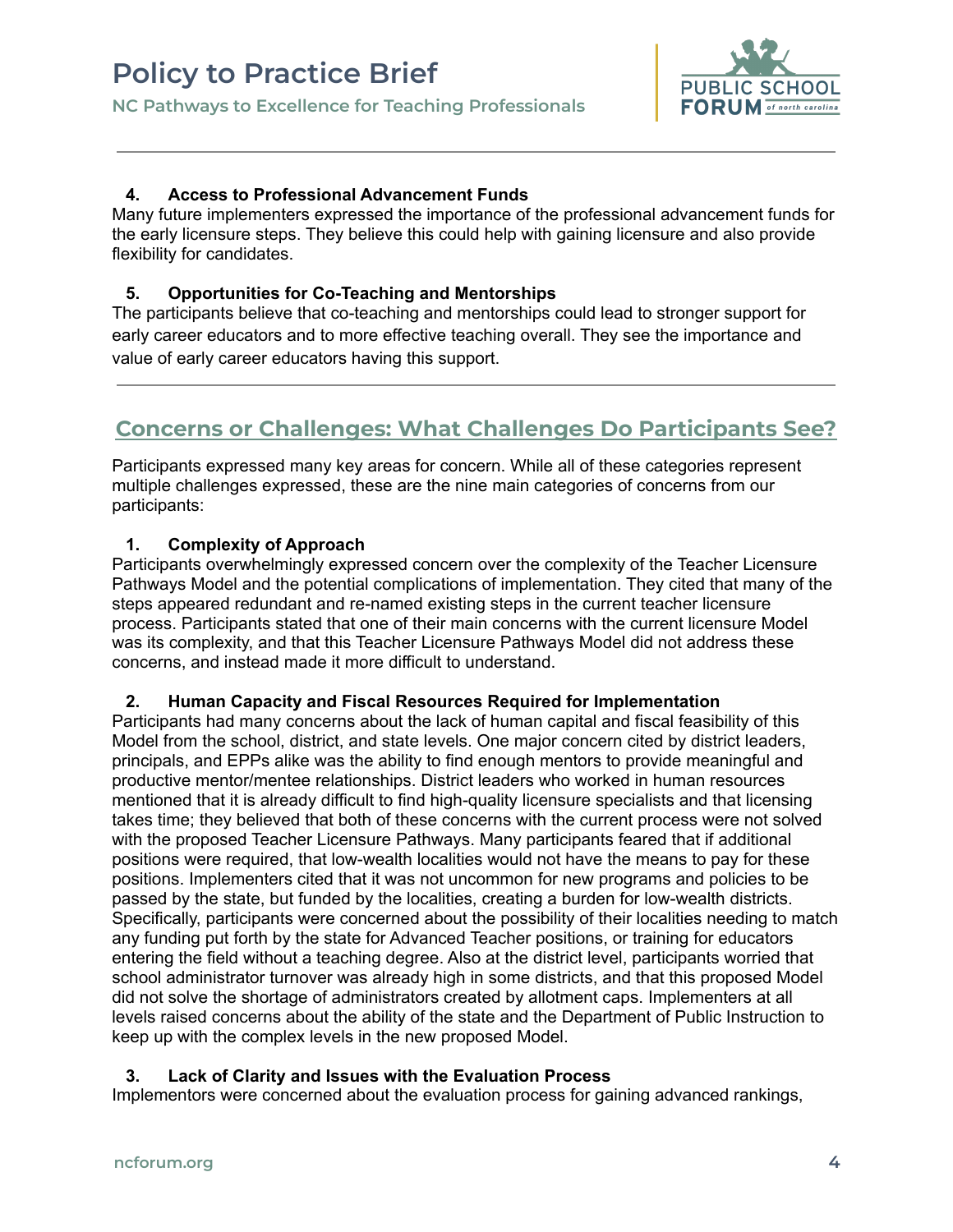**4. Access to Professional Advancement Funds**

Many future implementers expressed the importance of the professional advancement funds for the early licensure steps. They believe this could help with gaining licensure and also provide flexibility for candidates.

**5. Opportunities for Co-Teaching and Mentorships**

The participants believe that co-teaching and mentorships could lead to stronger support for early career educators and to more effective teaching overall. They see the importance and value of early career educators having this support.

---

## Concerns or Challenges: What Challenges Do Participants See?

Participants expressed many key areas for concern. While all of these categories represent multiple challenges expressed, these are the nine main categories of concerns from our participants:

**1. Complexity of Approach**

Participants overwhelmingly expressed concern over the complexity of the Teacher Licensure Pathways Model and the potential complications of implementation. They cited that many of the steps appeared redundant and re-named existing steps in the current teacher licensure process. Participants stated that one of their main concerns with the current licensure Model was its complexity, and that this Teacher Licensure Pathways Model did not address these concerns, and instead made it more difficult to understand.

**2. Human Capacity and Fiscal Resources Required for Implementation**

Participants had many concerns about the lack of human capital and fiscal feasibility of this Model from the school, district, and state levels. One major concern cited by district leaders, principals, and EPPs alike was the ability to find enough mentors to provide meaningful and productive mentor/mentee relationships. District leaders who worked in human resources mentioned that it is already difficult to find high-quality licensure specialists and that licensing takes time; they believed that both of these concerns with the current process were not solved with the proposed Teacher Licensure Pathways. Many participants feared that if additional positions were required, that low-wealth localities would not have the means to pay for these positions. Implementers cited that it was not uncommon for new programs and policies to be passed by the state, but funded by the localities, creating a burden for low-wealth districts. Specifically, participants were concerned about the possibility of their localities needing to match any funding put forth by the state for Advanced Teacher positions, or training for educators entering the field without a teaching degree. Also at the district level, participants worried that school administrator turnover was already high in some districts, and that this proposed Model did not solve the shortage of administrators created by allotment caps. Implementers at all levels raised concerns about the ability of the state and the Department of Public Instruction to keep up with the complex levels in the new proposed Model.

**3. Lack of Clarity and Issues with the Evaluation Process**

Implementors were concerned about the evaluation process for gaining advanced rankings,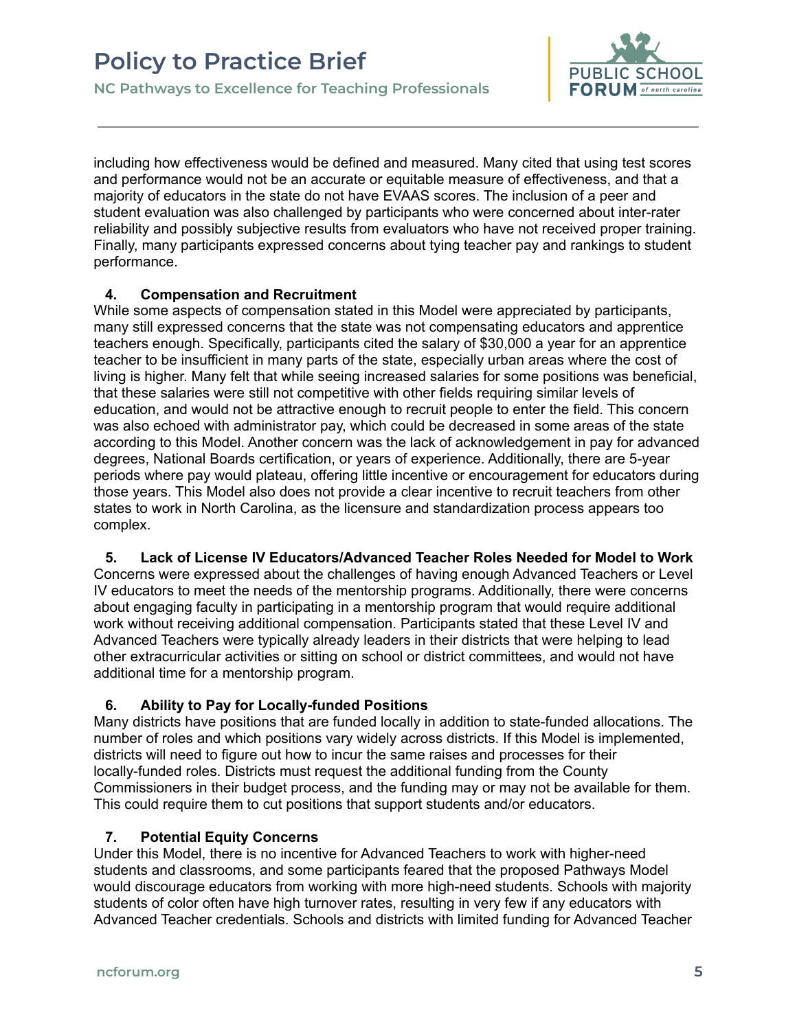including how effectiveness would be defined and measured. Many cited that using test scores and performance would not be an accurate or equitable measure of effectiveness, and that a majority of educators in the state do not have EVAAS scores. The inclusion of a peer and student evaluation was also challenged by participants who were concerned about inter-rater reliability and possibly subjective results from evaluators who have not received proper training. Finally, many participants expressed concerns about tying teacher pay and rankings to student performance.

**4. Compensation and Recruitment**

While some aspects of compensation stated in this Model were appreciated by participants, many still expressed concerns that the state was not compensating educators and apprentice teachers enough. Specifically, participants cited the salary of $30,000 a year for an apprentice teacher to be insufficient in many parts of the state, especially urban areas where the cost of living is higher. Many felt that while seeing increased salaries for some positions was beneficial, that these salaries were still not competitive with other fields requiring similar levels of education, and would not be attractive enough to recruit people to enter the field. This concern was also echoed with administrator pay, which could be decreased in some areas of the state according to this Model. Another concern was the lack of acknowledgement in pay for advanced degrees, National Boards certification, or years of experience. Additionally, there are 5-year periods where pay would plateau, offering little incentive or encouragement for educators during those years. This Model also does not provide a clear incentive to recruit teachers from other states to work in North Carolina, as the licensure and standardization process appears too complex.

**5. Lack of License IV Educators/Advanced Teacher Roles Needed for Model to Work**

Concerns were expressed about the challenges of having enough Advanced Teachers or Level IV educators to meet the needs of the mentorship programs. Additionally, there were concerns about engaging faculty in participating in a mentorship program that would require additional work without receiving additional compensation. Participants stated that these Level IV and Advanced Teachers were typically already leaders in their districts that were helping to lead other extracurricular activities or sitting on school or district committees, and would not have additional time for a mentorship program.

**6. Ability to Pay for Locally-funded Positions**

Many districts have positions that are funded locally in addition to state-funded allocations. The number of roles and which positions vary widely across districts. If this Model is implemented, districts will need to figure out how to incur the same raises and processes for their locally-funded roles. Districts must request the additional funding from the County Commissioners in their budget process, and the funding may or may not be available for them. This could require them to cut positions that support students and/or educators.

**7. Potential Equity Concerns**

Under this Model, there is no incentive for Advanced Teachers to work with higher-need students and classrooms, and some participants feared that the proposed Pathways Model would discourage educators from working with more high-need students. Schools with majority students of color often have high turnover rates, resulting in very few if any educators with Advanced Teacher credentials. Schools and districts with limited funding for Advanced Teacher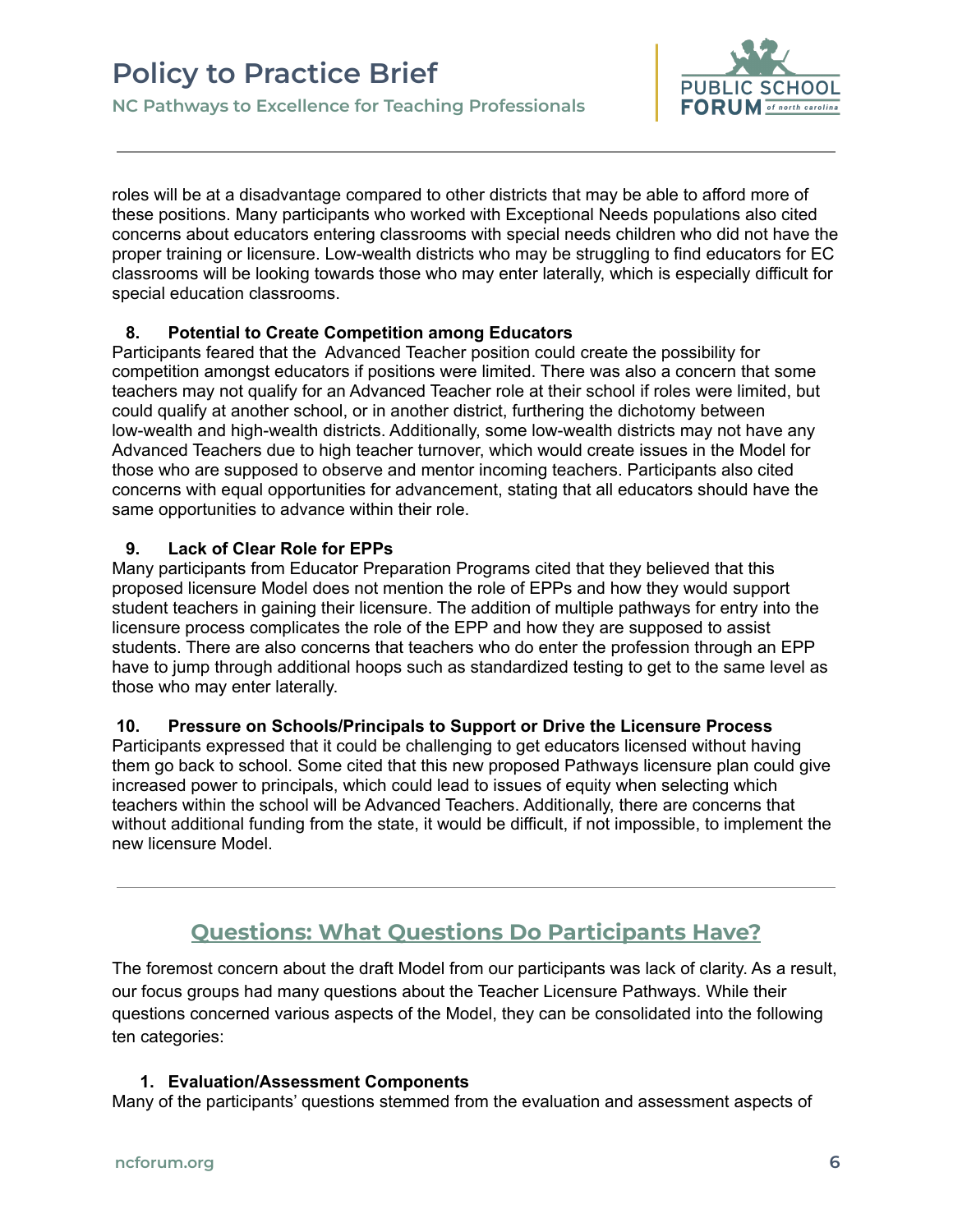roles will be at a disadvantage compared to other districts that may be able to afford more of these positions. Many participants who worked with Exceptional Needs populations also cited concerns about educators entering classrooms with special needs children who did not have the proper training or licensure. Low-wealth districts who may be struggling to find educators for EC classrooms will be looking towards those who may enter laterally, which is especially difficult for special education classrooms.

**8. Potential to Create Competition among Educators**

Participants feared that the Advanced Teacher position could create the possibility for competition amongst educators if positions were limited. There was also a concern that some teachers may not qualify for an Advanced Teacher role at their school if roles were limited, but could qualify at another school, or in another district, furthering the dichotomy between low-wealth and high-wealth districts. Additionally, some low-wealth districts may not have any Advanced Teachers due to high teacher turnover, which would create issues in the Model for those who are supposed to observe and mentor incoming teachers. Participants also cited concerns with equal opportunities for advancement, stating that all educators should have the same opportunities to advance within their role.

**9. Lack of Clear Role for EPPs**

Many participants from Educator Preparation Programs cited that they believed that this proposed licensure Model does not mention the role of EPPs and how they would support student teachers in gaining their licensure. The addition of multiple pathways for entry into the licensure process complicates the role of the EPP and how they are supposed to assist students. There are also concerns that teachers who do enter the profession through an EPP have to jump through additional hoops such as standardized testing to get to the same level as those who may enter laterally.

**10. Pressure on Schools/Principals to Support or Drive the Licensure Process**

Participants expressed that it could be challenging to get educators licensed without having them go back to school. Some cited that this new proposed Pathways licensure plan could give increased power to principals, which could lead to issues of equity when selecting which teachers within the school will be Advanced Teachers. Additionally, there are concerns that without additional funding from the state, it would be difficult, if not impossible, to implement the new licensure Model.

---

## Questions: What Questions Do Participants Have?

The foremost concern about the draft Model from our participants was lack of clarity. As a result, our focus groups had many questions about the Teacher Licensure Pathways. While their questions concerned various aspects of the Model, they can be consolidated into the following ten categories:

1. **Evaluation/Assessment Components**

Many of the participants' questions stemmed from the evaluation and assessment aspects of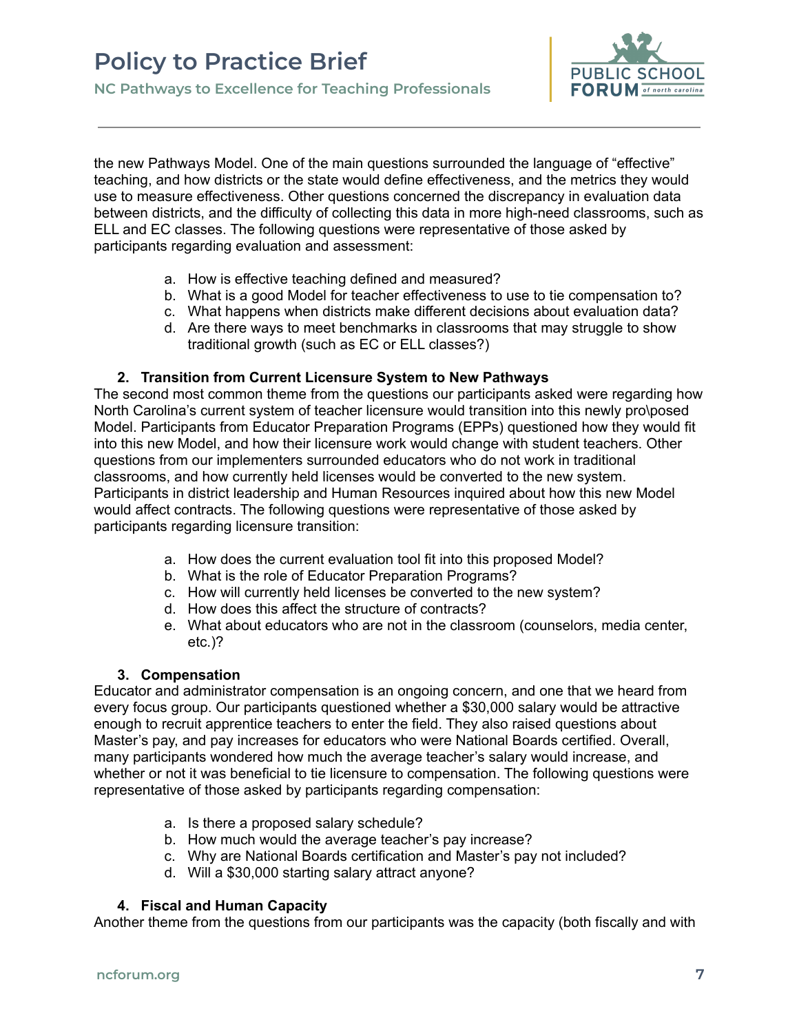the new Pathways Model. One of the main questions surrounded the language of "effective" teaching, and how districts or the state would define effectiveness, and the metrics they would use to measure effectiveness. Other questions concerned the discrepancy in evaluation data between districts, and the difficulty of collecting this data in more high-need classrooms, such as ELL and EC classes. The following questions were representative of those asked by participants regarding evaluation and assessment:

a. How is effective teaching defined and measured?
b. What is a good Model for teacher effectiveness to use to tie compensation to?
c. What happens when districts make different decisions about evaluation data?
d. Are there ways to meet benchmarks in classrooms that may struggle to show traditional growth (such as EC or ELL classes?)

**2. Transition from Current Licensure System to New Pathways**

The second most common theme from the questions our participants asked were regarding how North Carolina's current system of teacher licensure would transition into this newly pro\posed Model. Participants from Educator Preparation Programs (EPPs) questioned how they would fit into this new Model, and how their licensure work would change with student teachers. Other questions from our implementers surrounded educators who do not work in traditional classrooms, and how currently held licenses would be converted to the new system. Participants in district leadership and Human Resources inquired about how this new Model would affect contracts. The following questions were representative of those asked by participants regarding licensure transition:

a. How does the current evaluation tool fit into this proposed Model?
b. What is the role of Educator Preparation Programs?
c. How will currently held licenses be converted to the new system?
d. How does this affect the structure of contracts?
e. What about educators who are not in the classroom (counselors, media center, etc.)?

**3. Compensation**

Educator and administrator compensation is an ongoing concern, and one that we heard from every focus group. Our participants questioned whether a $30,000 salary would be attractive enough to recruit apprentice teachers to enter the field. They also raised questions about Master's pay, and pay increases for educators who were National Boards certified. Overall, many participants wondered how much the average teacher's salary would increase, and whether or not it was beneficial to tie licensure to compensation. The following questions were representative of those asked by participants regarding compensation:

a. Is there a proposed salary schedule?
b. How much would the average teacher's pay increase?
c. Why are National Boards certification and Master's pay not included?
d. Will a $30,000 starting salary attract anyone?

**4. Fiscal and Human Capacity**

Another theme from the questions from our participants was the capacity (both fiscally and with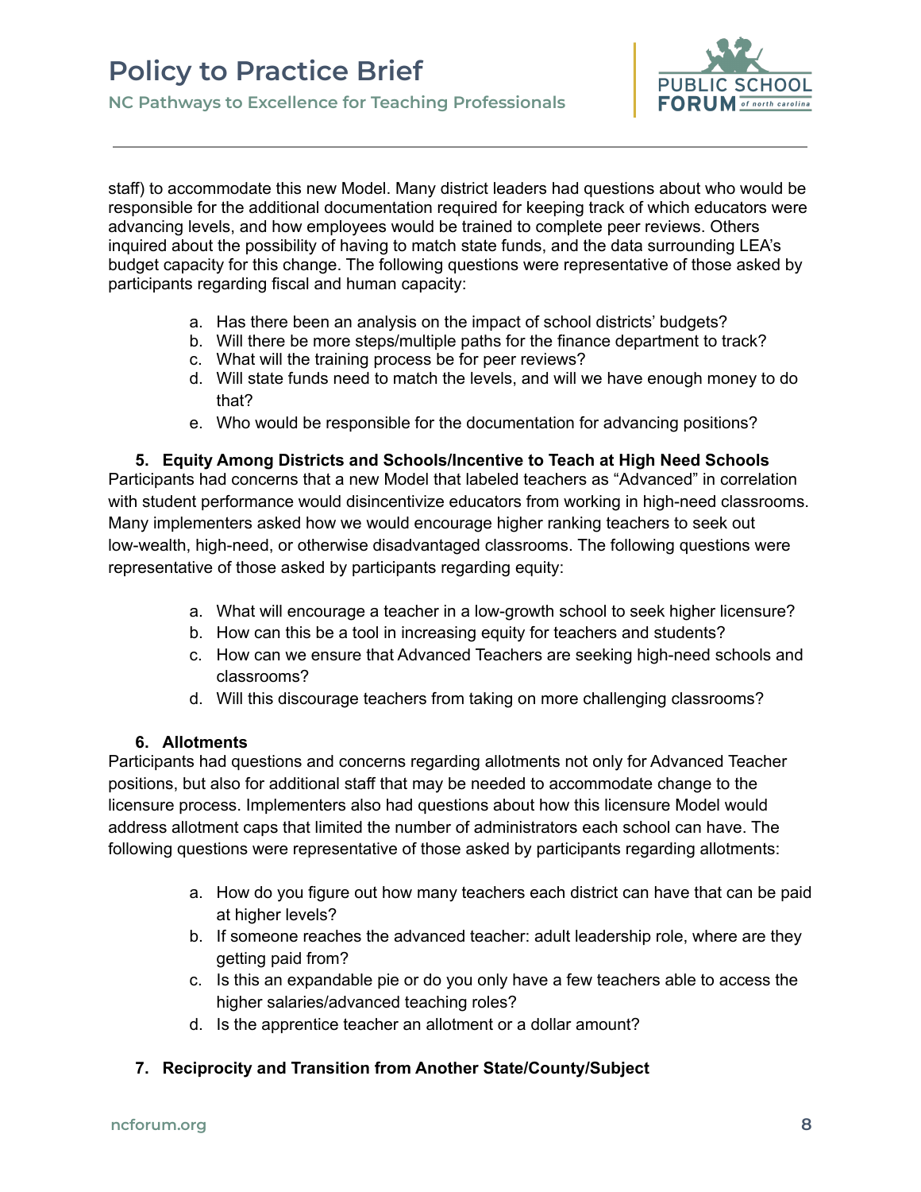staff) to accommodate this new Model. Many district leaders had questions about who would be responsible for the additional documentation required for keeping track of which educators were advancing levels, and how employees would be trained to complete peer reviews. Others inquired about the possibility of having to match state funds, and the data surrounding LEA's budget capacity for this change. The following questions were representative of those asked by participants regarding fiscal and human capacity:

a. Has there been an analysis on the impact of school districts' budgets?
b. Will there be more steps/multiple paths for the finance department to track?
c. What will the training process be for peer reviews?
d. Will state funds need to match the levels, and will we have enough money to do that?
e. Who would be responsible for the documentation for advancing positions?

**5. Equity Among Districts and Schools/Incentive to Teach at High Need Schools**

Participants had concerns that a new Model that labeled teachers as "Advanced" in correlation with student performance would disincentivize educators from working in high-need classrooms. Many implementers asked how we would encourage higher ranking teachers to seek out low-wealth, high-need, or otherwise disadvantaged classrooms. The following questions were representative of those asked by participants regarding equity:

a. What will encourage a teacher in a low-growth school to seek higher licensure?
b. How can this be a tool in increasing equity for teachers and students?
c. How can we ensure that Advanced Teachers are seeking high-need schools and classrooms?
d. Will this discourage teachers from taking on more challenging classrooms?

**6. Allotments**

Participants had questions and concerns regarding allotments not only for Advanced Teacher positions, but also for additional staff that may be needed to accommodate change to the licensure process. Implementers also had questions about how this licensure Model would address allotment caps that limited the number of administrators each school can have. The following questions were representative of those asked by participants regarding allotments:

a. How do you figure out how many teachers each district can have that can be paid at higher levels?
b. If someone reaches the advanced teacher: adult leadership role, where are they getting paid from?
c. Is this an expandable pie or do you only have a few teachers able to access the higher salaries/advanced teaching roles?
d. Is the apprentice teacher an allotment or a dollar amount?

**7. Reciprocity and Transition from Another State/County/Subject**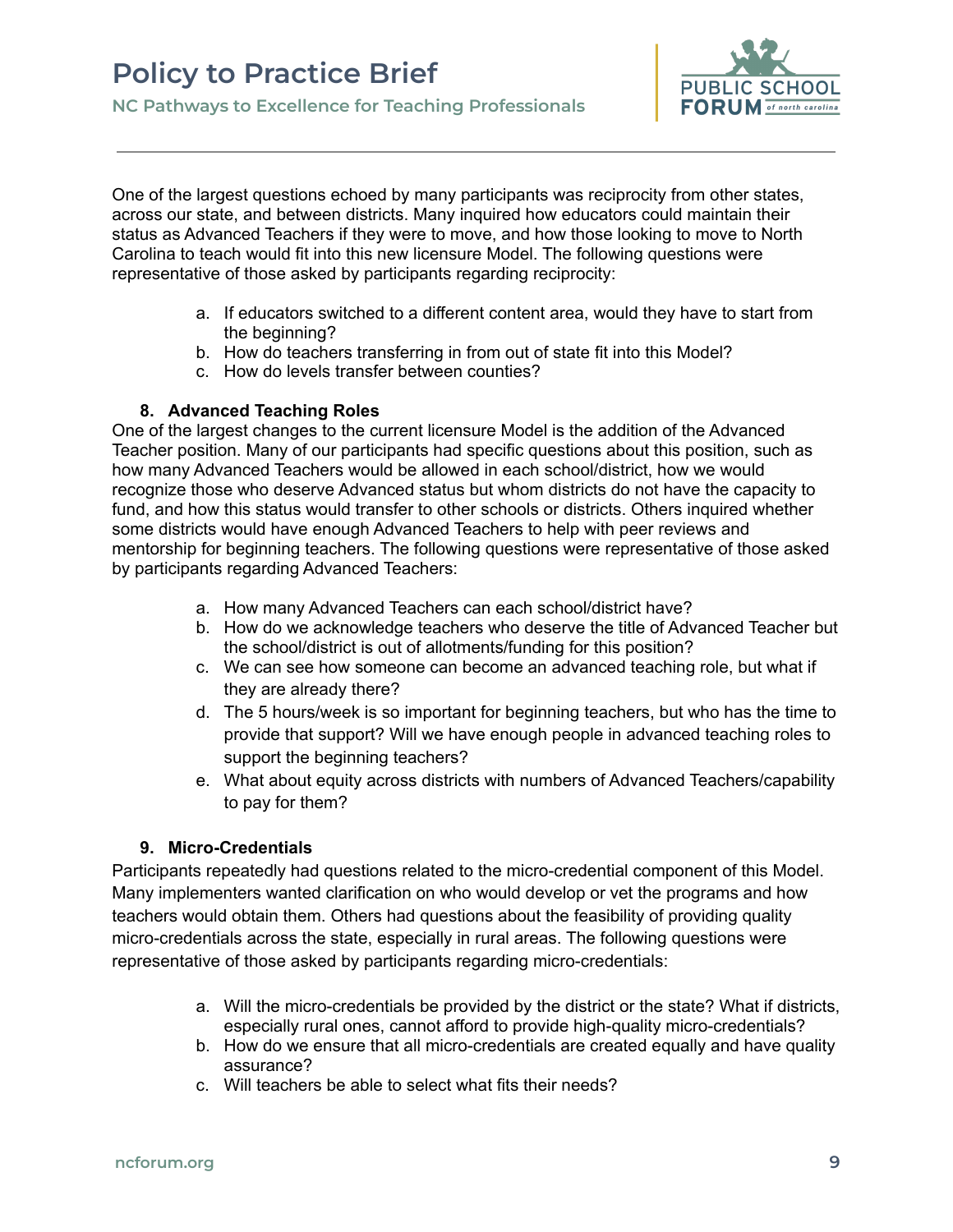One of the largest questions echoed by many participants was reciprocity from other states, across our state, and between districts. Many inquired how educators could maintain their status as Advanced Teachers if they were to move, and how those looking to move to North Carolina to teach would fit into this new licensure Model. The following questions were representative of those asked by participants regarding reciprocity:

a. If educators switched to a different content area, would they have to start from the beginning?
b. How do teachers transferring in from out of state fit into this Model?
c. How do levels transfer between counties?

### 8. Advanced Teaching Roles

One of the largest changes to the current licensure Model is the addition of the Advanced Teacher position. Many of our participants had specific questions about this position, such as how many Advanced Teachers would be allowed in each school/district, how we would recognize those who deserve Advanced status but whom districts do not have the capacity to fund, and how this status would transfer to other schools or districts. Others inquired whether some districts would have enough Advanced Teachers to help with peer reviews and mentorship for beginning teachers. The following questions were representative of those asked by participants regarding Advanced Teachers:

a. How many Advanced Teachers can each school/district have?
b. How do we acknowledge teachers who deserve the title of Advanced Teacher but the school/district is out of allotments/funding for this position?
c. We can see how someone can become an advanced teaching role, but what if they are already there?
d. The 5 hours/week is so important for beginning teachers, but who has the time to provide that support? Will we have enough people in advanced teaching roles to support the beginning teachers?
e. What about equity across districts with numbers of Advanced Teachers/capability to pay for them?

### 9. Micro-Credentials

Participants repeatedly had questions related to the micro-credential component of this Model. Many implementers wanted clarification on who would develop or vet the programs and how teachers would obtain them. Others had questions about the feasibility of providing quality micro-credentials across the state, especially in rural areas. The following questions were representative of those asked by participants regarding micro-credentials:

a. Will the micro-credentials be provided by the district or the state? What if districts, especially rural ones, cannot afford to provide high-quality micro-credentials?
b. How do we ensure that all micro-credentials are created equally and have quality assurance?
c. Will teachers be able to select what fits their needs?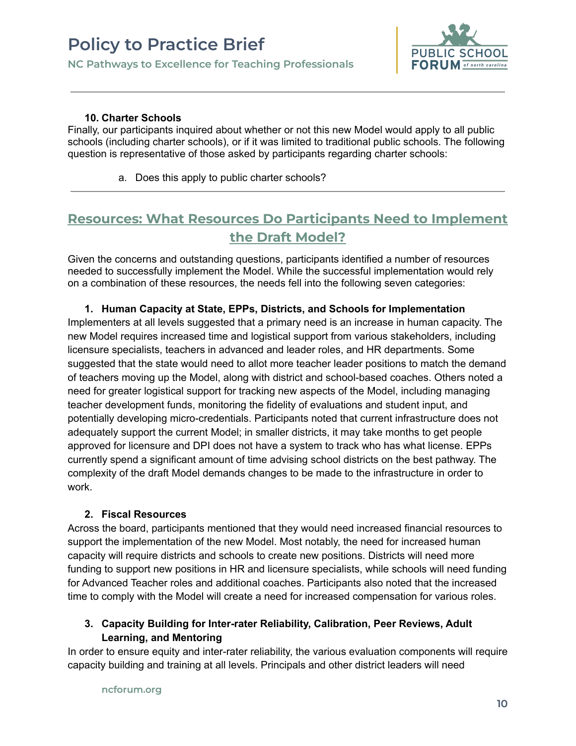#### 10. Charter Schools

Finally, our participants inquired about whether or not this new Model would apply to all public schools (including charter schools), or if it was limited to traditional public schools. The following question is representative of those asked by participants regarding charter schools:

a. Does this apply to public charter schools?

---

## Resources: What Resources Do Participants Need to Implement the Draft Model?

Given the concerns and outstanding questions, participants identified a number of resources needed to successfully implement the Model. While the successful implementation would rely on a combination of these resources, the needs fell into the following seven categories:

#### 1. Human Capacity at State, EPPs, Districts, and Schools for Implementation

Implementers at all levels suggested that a primary need is an increase in human capacity. The new Model requires increased time and logistical support from various stakeholders, including licensure specialists, teachers in advanced and leader roles, and HR departments. Some suggested that the state would need to allot more teacher leader positions to match the demand of teachers moving up the Model, along with district and school-based coaches. Others noted a need for greater logistical support for tracking new aspects of the Model, including managing teacher development funds, monitoring the fidelity of evaluations and student input, and potentially developing micro-credentials. Participants noted that current infrastructure does not adequately support the current Model; in smaller districts, it may take months to get people approved for licensure and DPI does not have a system to track who has what license. EPPs currently spend a significant amount of time advising school districts on the best pathway. The complexity of the draft Model demands changes to be made to the infrastructure in order to work.

#### 2. Fiscal Resources

Across the board, participants mentioned that they would need increased financial resources to support the implementation of the new Model. Most notably, the need for increased human capacity will require districts and schools to create new positions. Districts will need more funding to support new positions in HR and licensure specialists, while schools will need funding for Advanced Teacher roles and additional coaches. Participants also noted that the increased time to comply with the Model will create a need for increased compensation for various roles.

#### 3. Capacity Building for Inter-rater Reliability, Calibration, Peer Reviews, Adult Learning, and Mentoring

In order to ensure equity and inter-rater reliability, the various evaluation components will require capacity building and training at all levels. Principals and other district leaders will need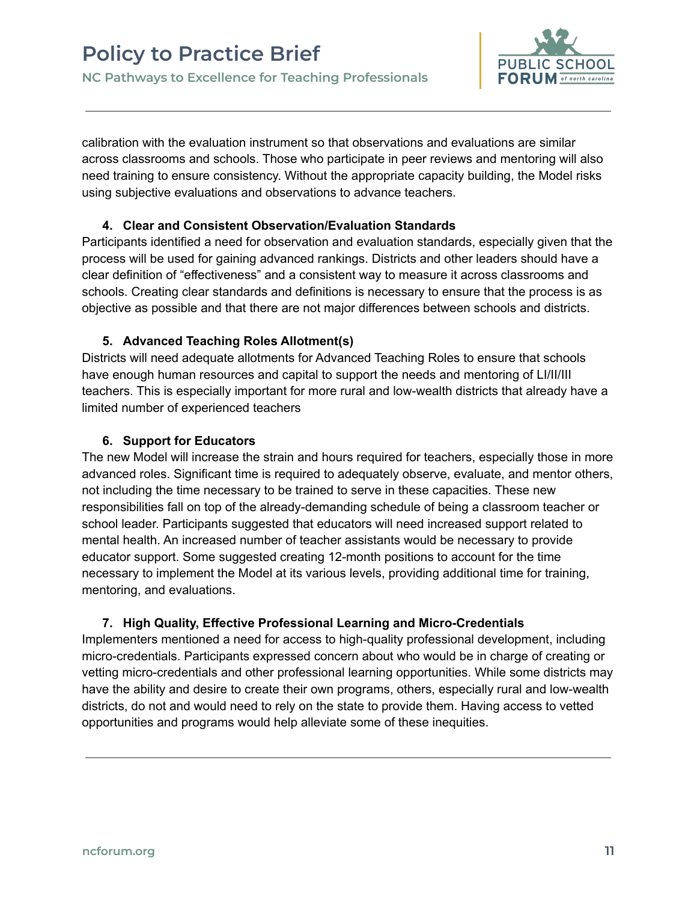calibration with the evaluation instrument so that observations and evaluations are similar across classrooms and schools. Those who participate in peer reviews and mentoring will also need training to ensure consistency. Without the appropriate capacity building, the Model risks using subjective evaluations and observations to advance teachers.

4. **Clear and Consistent Observation/Evaluation Standards**

Participants identified a need for observation and evaluation standards, especially given that the process will be used for gaining advanced rankings. Districts and other leaders should have a clear definition of "effectiveness" and a consistent way to measure it across classrooms and schools. Creating clear standards and definitions is necessary to ensure that the process is as objective as possible and that there are not major differences between schools and districts.

5. **Advanced Teaching Roles Allotment(s)**

Districts will need adequate allotments for Advanced Teaching Roles to ensure that schools have enough human resources and capital to support the needs and mentoring of LI/II/III teachers. This is especially important for more rural and low-wealth districts that already have a limited number of experienced teachers

6. **Support for Educators**

The new Model will increase the strain and hours required for teachers, especially those in more advanced roles. Significant time is required to adequately observe, evaluate, and mentor others, not including the time necessary to be trained to serve in these capacities. These new responsibilities fall on top of the already-demanding schedule of being a classroom teacher or school leader. Participants suggested that educators will need increased support related to mental health. An increased number of teacher assistants would be necessary to provide educator support. Some suggested creating 12-month positions to account for the time necessary to implement the Model at its various levels, providing additional time for training, mentoring, and evaluations.

7. **High Quality, Effective Professional Learning and Micro-Credentials**

Implementers mentioned a need for access to high-quality professional development, including micro-credentials. Participants expressed concern about who would be in charge of creating or vetting micro-credentials and other professional learning opportunities. While some districts may have the ability and desire to create their own programs, others, especially rural and low-wealth districts, do not and would need to rely on the state to provide them. Having access to vetted opportunities and programs would help alleviate some of these inequities.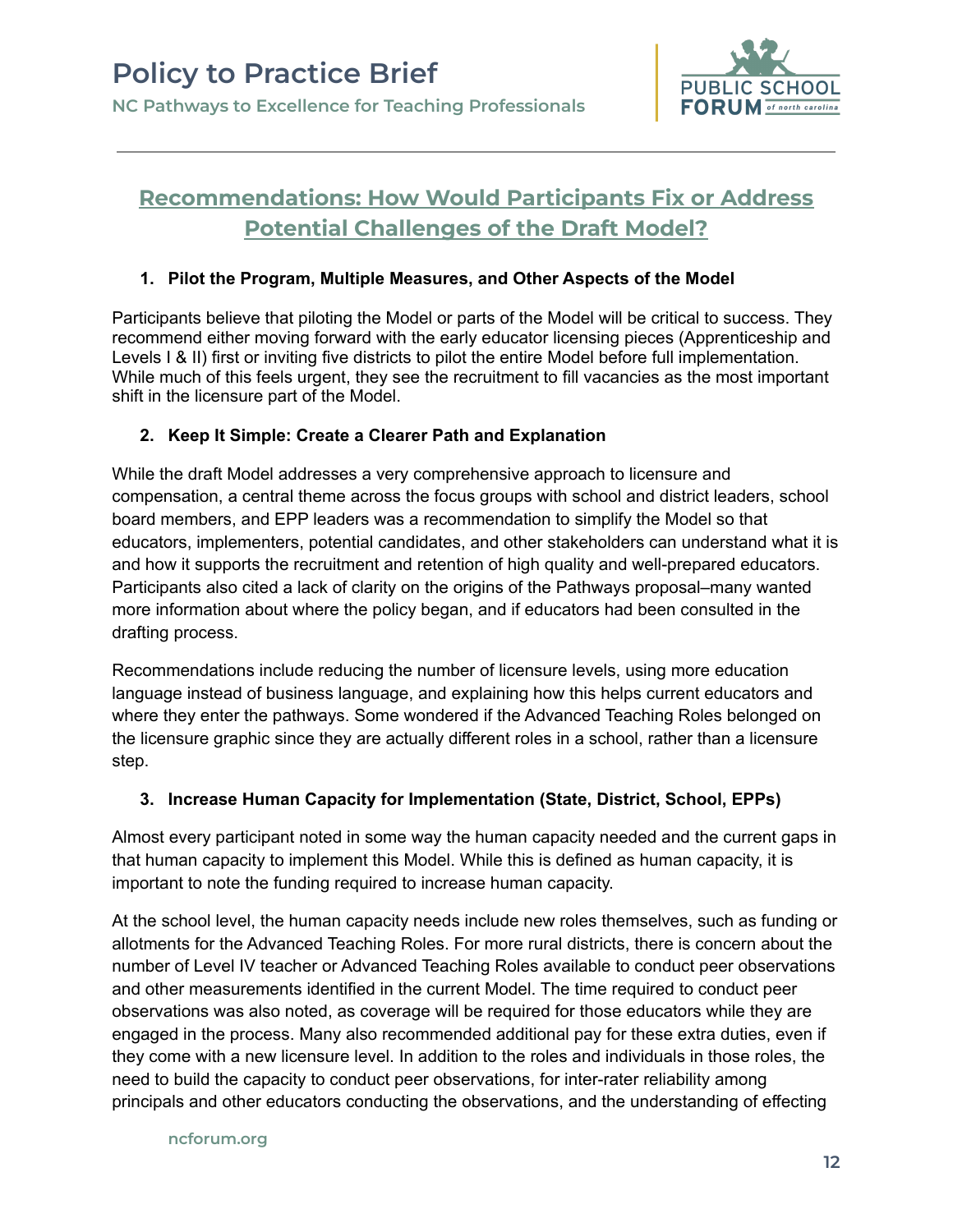## Recommendations: How Would Participants Fix or Address Potential Challenges of the Draft Model?

1. **Pilot the Program, Multiple Measures, and Other Aspects of the Model**

Participants believe that piloting the Model or parts of the Model will be critical to success. They recommend either moving forward with the early educator licensing pieces (Apprenticeship and Levels I & II) first or inviting five districts to pilot the entire Model before full implementation. While much of this feels urgent, they see the recruitment to fill vacancies as the most important shift in the licensure part of the Model.

2. **Keep It Simple: Create a Clearer Path and Explanation**

While the draft Model addresses a very comprehensive approach to licensure and compensation, a central theme across the focus groups with school and district leaders, school board members, and EPP leaders was a recommendation to simplify the Model so that educators, implementers, potential candidates, and other stakeholders can understand what it is and how it supports the recruitment and retention of high quality and well-prepared educators. Participants also cited a lack of clarity on the origins of the Pathways proposal–many wanted more information about where the policy began, and if educators had been consulted in the drafting process.

Recommendations include reducing the number of licensure levels, using more education language instead of business language, and explaining how this helps current educators and where they enter the pathways. Some wondered if the Advanced Teaching Roles belonged on the licensure graphic since they are actually different roles in a school, rather than a licensure step.

3. **Increase Human Capacity for Implementation (State, District, School, EPPs)**

Almost every participant noted in some way the human capacity needed and the current gaps in that human capacity to implement this Model. While this is defined as human capacity, it is important to note the funding required to increase human capacity.

At the school level, the human capacity needs include new roles themselves, such as funding or allotments for the Advanced Teaching Roles. For more rural districts, there is concern about the number of Level IV teacher or Advanced Teaching Roles available to conduct peer observations and other measurements identified in the current Model. The time required to conduct peer observations was also noted, as coverage will be required for those educators while they are engaged in the process. Many also recommended additional pay for these extra duties, even if they come with a new licensure level. In addition to the roles and individuals in those roles, the need to build the capacity to conduct peer observations, for inter-rater reliability among principals and other educators conducting the observations, and the understanding of effecting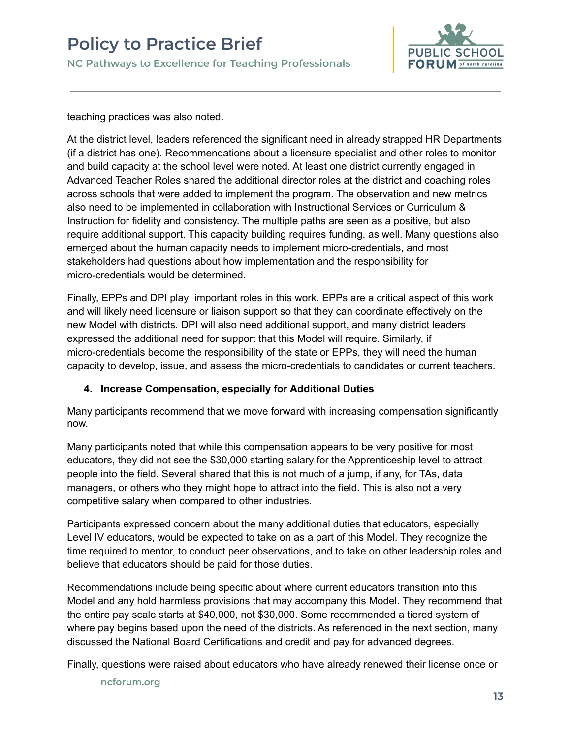teaching practices was also noted.

At the district level, leaders referenced the significant need in already strapped HR Departments (if a district has one). Recommendations about a licensure specialist and other roles to monitor and build capacity at the school level were noted. At least one district currently engaged in Advanced Teacher Roles shared the additional director roles at the district and coaching roles across schools that were added to implement the program. The observation and new metrics also need to be implemented in collaboration with Instructional Services or Curriculum & Instruction for fidelity and consistency. The multiple paths are seen as a positive, but also require additional support. This capacity building requires funding, as well. Many questions also emerged about the human capacity needs to implement micro-credentials, and most stakeholders had questions about how implementation and the responsibility for micro-credentials would be determined.

Finally, EPPs and DPI play important roles in this work. EPPs are a critical aspect of this work and will likely need licensure or liaison support so that they can coordinate effectively on the new Model with districts. DPI will also need additional support, and many district leaders expressed the additional need for support that this Model will require. Similarly, if micro-credentials become the responsibility of the state or EPPs, they will need the human capacity to develop, issue, and assess the micro-credentials to candidates or current teachers.

4. **Increase Compensation, especially for Additional Duties**

Many participants recommend that we move forward with increasing compensation significantly now.

Many participants noted that while this compensation appears to be very positive for most educators, they did not see the $30,000 starting salary for the Apprenticeship level to attract people into the field. Several shared that this is not much of a jump, if any, for TAs, data managers, or others who they might hope to attract into the field. This is also not a very competitive salary when compared to other industries.

Participants expressed concern about the many additional duties that educators, especially Level IV educators, would be expected to take on as a part of this Model. They recognize the time required to mentor, to conduct peer observations, and to take on other leadership roles and believe that educators should be paid for those duties.

Recommendations include being specific about where current educators transition into this Model and any hold harmless provisions that may accompany this Model. They recommend that the entire pay scale starts at $40,000, not $30,000. Some recommended a tiered system of where pay begins based upon the need of the districts. As referenced in the next section, many discussed the National Board Certifications and credit and pay for advanced degrees.

Finally, questions were raised about educators who have already renewed their license once or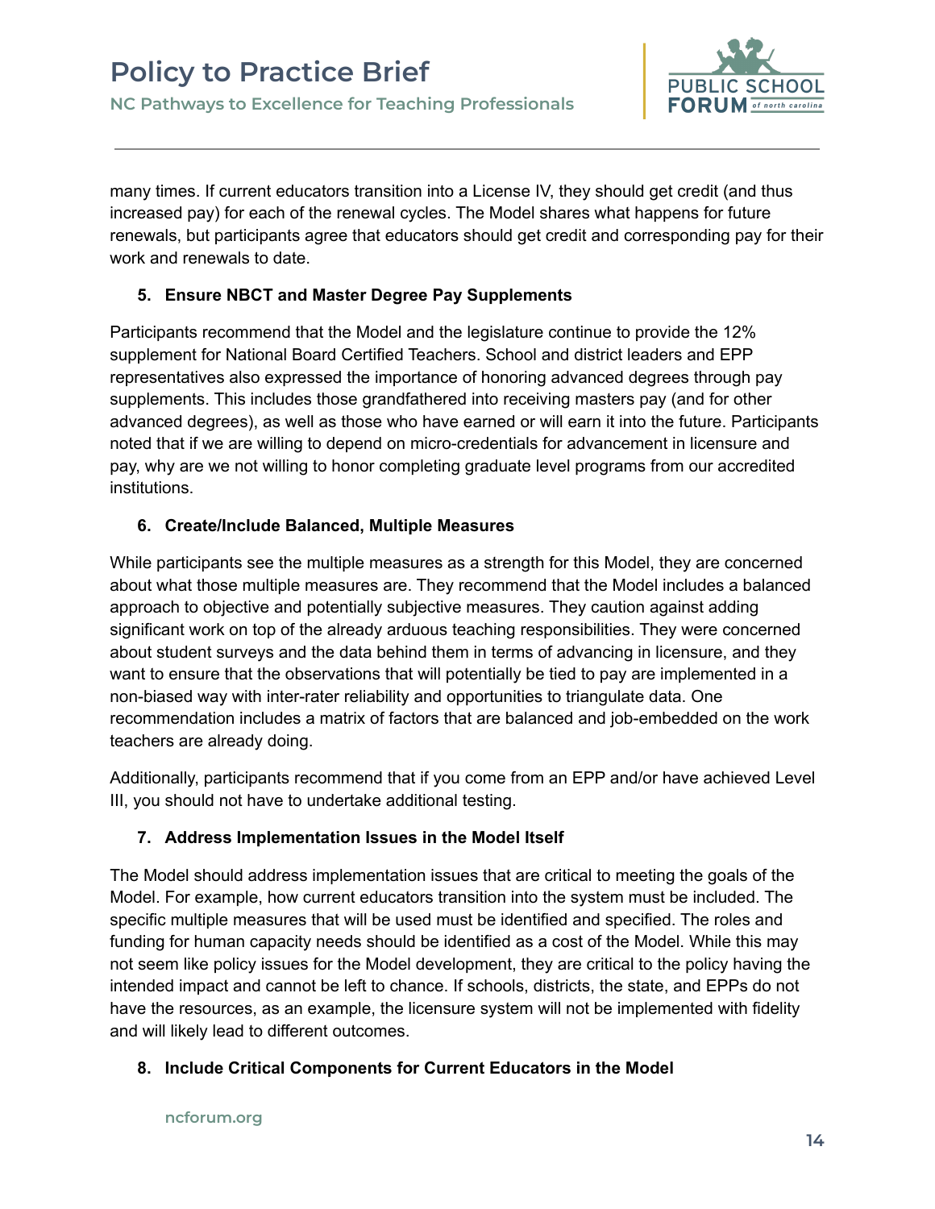many times. If current educators transition into a License IV, they should get credit (and thus increased pay) for each of the renewal cycles. The Model shares what happens for future renewals, but participants agree that educators should get credit and corresponding pay for their work and renewals to date.

5. **Ensure NBCT and Master Degree Pay Supplements**

Participants recommend that the Model and the legislature continue to provide the 12% supplement for National Board Certified Teachers. School and district leaders and EPP representatives also expressed the importance of honoring advanced degrees through pay supplements. This includes those grandfathered into receiving masters pay (and for other advanced degrees), as well as those who have earned or will earn it into the future. Participants noted that if we are willing to depend on micro-credentials for advancement in licensure and pay, why are we not willing to honor completing graduate level programs from our accredited institutions.

6. **Create/Include Balanced, Multiple Measures**

While participants see the multiple measures as a strength for this Model, they are concerned about what those multiple measures are. They recommend that the Model includes a balanced approach to objective and potentially subjective measures. They caution against adding significant work on top of the already arduous teaching responsibilities. They were concerned about student surveys and the data behind them in terms of advancing in licensure, and they want to ensure that the observations that will potentially be tied to pay are implemented in a non-biased way with inter-rater reliability and opportunities to triangulate data. One recommendation includes a matrix of factors that are balanced and job-embedded on the work teachers are already doing.

Additionally, participants recommend that if you come from an EPP and/or have achieved Level III, you should not have to undertake additional testing.

7. **Address Implementation Issues in the Model Itself**

The Model should address implementation issues that are critical to meeting the goals of the Model. For example, how current educators transition into the system must be included. The specific multiple measures that will be used must be identified and specified. The roles and funding for human capacity needs should be identified as a cost of the Model. While this may not seem like policy issues for the Model development, they are critical to the policy having the intended impact and cannot be left to chance. If schools, districts, the state, and EPPs do not have the resources, as an example, the licensure system will not be implemented with fidelity and will likely lead to different outcomes.

8. **Include Critical Components for Current Educators in the Model**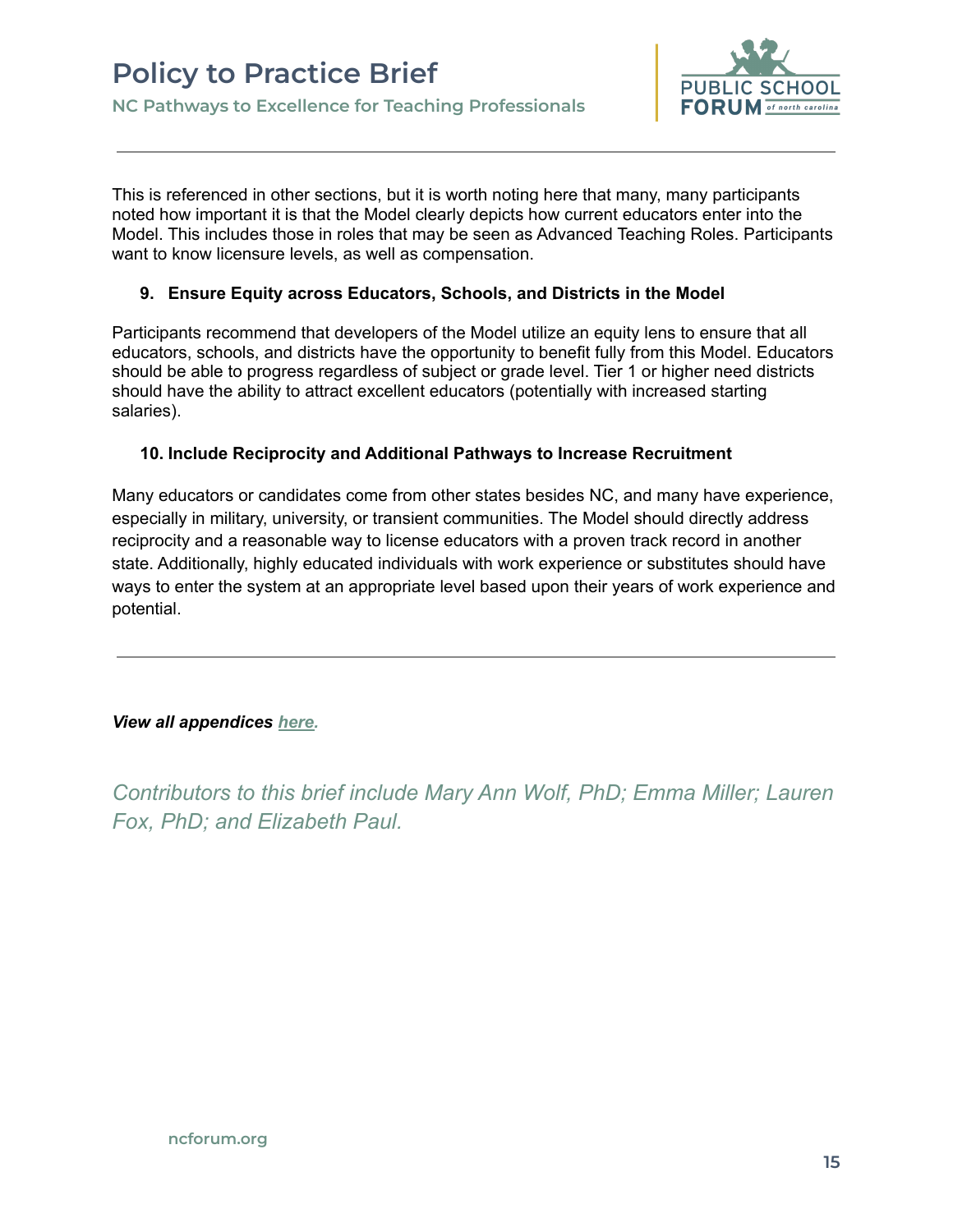This is referenced in other sections, but it is worth noting here that many, many participants noted how important it is that the Model clearly depicts how current educators enter into the Model. This includes those in roles that may be seen as Advanced Teaching Roles. Participants want to know licensure levels, as well as compensation.

**9. Ensure Equity across Educators, Schools, and Districts in the Model**

Participants recommend that developers of the Model utilize an equity lens to ensure that all educators, schools, and districts have the opportunity to benefit fully from this Model. Educators should be able to progress regardless of subject or grade level. Tier 1 or higher need districts should have the ability to attract excellent educators (potentially with increased starting salaries).

**10. Include Reciprocity and Additional Pathways to Increase Recruitment**

Many educators or candidates come from other states besides NC, and many have experience, especially in military, university, or transient communities. The Model should directly address reciprocity and a reasonable way to license educators with a proven track record in another state. Additionally, highly educated individuals with work experience or substitutes should have ways to enter the system at an appropriate level based upon their years of work experience and potential.

---

***View all appendices [here](#).***

*Contributors to this brief include Mary Ann Wolf, PhD; Emma Miller; Lauren Fox, PhD; and Elizabeth Paul.*